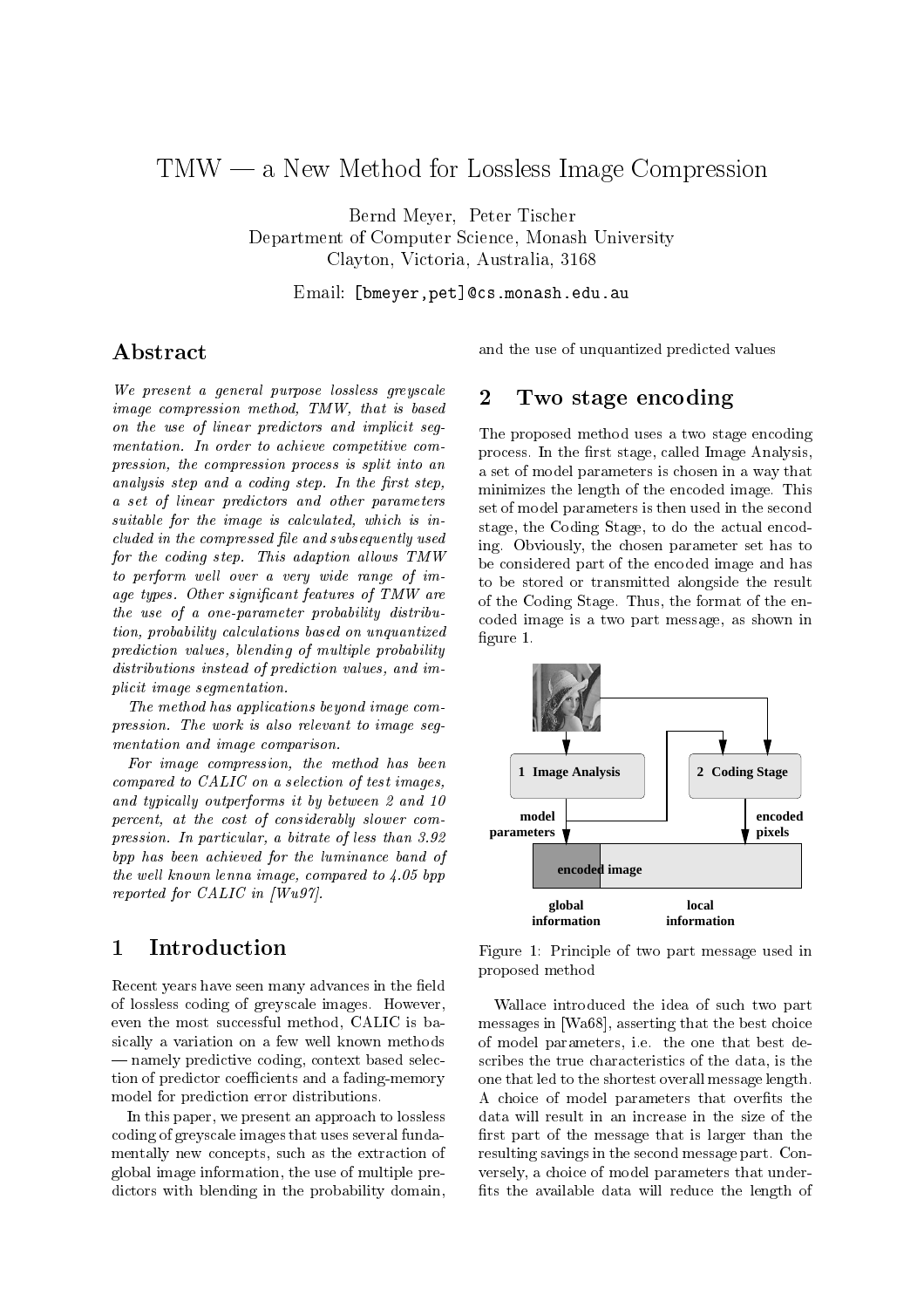# TMW — a New Method for Lossless Image Compression

Bernd Meyer, Peter Tischer
Department of Computer Science, Monash University
Clayton, Victoria, Australia, 3168

Email: [bmeyer,pet]@cs.monash.edu.au

## Abstract

*We present a general purpose lossless greyscale image compression method, TMW, that is based on the use of linear predictors and implicit segmentation. In order to achieve competitive compression, the compression process is split into an analysis step and a coding step. In the first step, a set of linear predictors and other parameters suitable for the image is calculated, which is included in the compressed file and subsequently used for the coding step. This adaption allows TMW to perform well over a very wide range of image types. Other significant features of TMW are the use of a one-parameter probability distribution, probability calculations based on unquantized prediction values, blending of multiple probability distributions instead of prediction values, and implicit image segmentation.*

*The method has applications beyond image compression. The work is also relevant to image segmentation and image comparison.*

*For image compression, the method has been compared to CALIC on a selection of test images, and typically outperforms it by between 2 and 10 percent, at the cost of considerably slower compression. In particular, a bitrate of less than 3.92 bpp has been achieved for the luminance band of the well known lenna image, compared to 4.05 bpp reported for CALIC in [Wu97].*

## 1 Introduction

Recent years have seen many advances in the field of lossless coding of greyscale images. However, even the most successful method, CALIC is basically a variation on a few well known methods — namely predictive coding, context based selection of predictor coefficients and a fading-memory model for prediction error distributions.

In this paper, we present an approach to lossless coding of greyscale images that uses several fundamentally new concepts, such as the extraction of global image information, the use of multiple predictors with blending in the probability domain, and the use of unquantized predicted values

## 2 Two stage encoding

The proposed method uses a two stage encoding process. In the first stage, called Image Analysis, a set of model parameters is chosen in a way that minimizes the length of the encoded image. This set of model parameters is then used in the second stage, the Coding Stage, to do the actual encoding. Obviously, the chosen parameter set has to be considered part of the encoded image and has to be stored or transmitted alongside the result of the Coding Stage. Thus, the format of the encoded image is a two part message, as shown in figure 1.

Figure 1: Principle of two part message used in proposed method

Wallace introduced the idea of such two part messages in [Wa68], asserting that the best choice of model parameters, i.e. the one that best describes the true characteristics of the data, is the one that led to the shortest overall message length. A choice of model parameters that overfits the data will result in an increase in the size of the first part of the message that is larger than the resulting savings in the second message part. Conversely, a choice of model parameters that underfits the available data will reduce the length of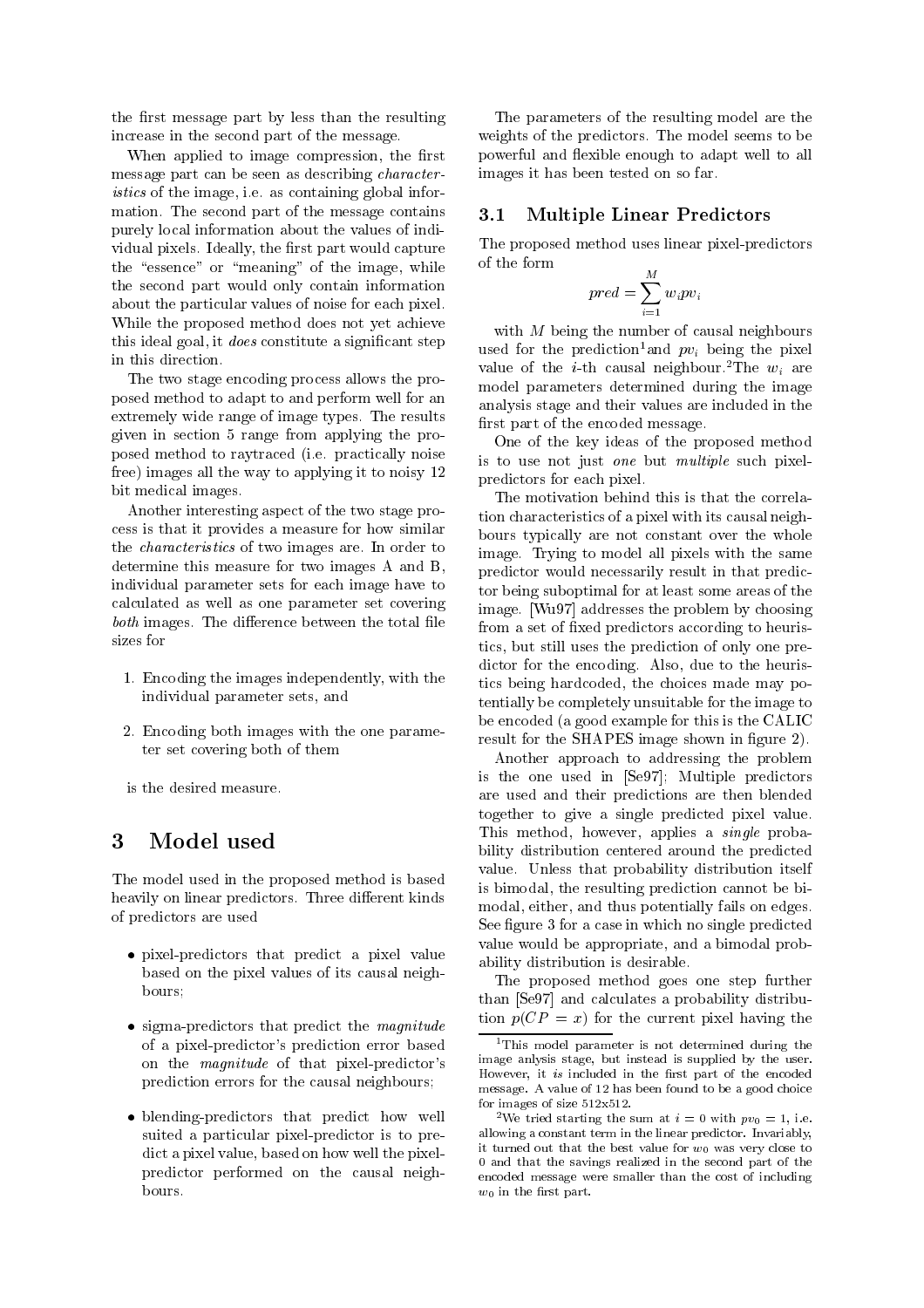the first message part by less than the resulting increase in the second part of the message.

When applied to image compression, the first message part can be seen as describing *characteristics* of the image, i.e. as containing global information. The second part of the message contains purely local information about the values of individual pixels. Ideally, the first part would capture the "essence" or "meaning" of the image, while the second part would only contain information about the particular values of noise for each pixel. While the proposed method does not yet achieve this ideal goal, it *does* constitute a significant step in this direction.

The two stage encoding process allows the proposed method to adapt to and perform well for an extremely wide range of image types. The results given in section 5 range from applying the proposed method to raytraced (i.e. practically noise free) images all the way to applying it to noisy 12 bit medical images.

Another interesting aspect of the two stage process is that it provides a measure for how similar the *characteristics* of two images are. In order to determine this measure for two images A and B, individual parameter sets for each image have to calculated as well as one parameter set covering *both* images. The difference between the total file sizes for

1. Encoding the images independently, with the individual parameter sets, and
2. Encoding both images with the one parameter set covering both of them

is the desired measure.

# 3 Model used

The model used in the proposed method is based heavily on linear predictors. Three different kinds of predictors are used

- pixel-predictors that predict a pixel value based on the pixel values of its causal neighbours;
- sigma-predictors that predict the *magnitude* of a pixel-predictor's prediction error based on the *magnitude* of that pixel-predictor's prediction errors for the causal neighbours;
- blending-predictors that predict how well suited a particular pixel-predictor is to predict a pixel value, based on how well the pixel-predictor performed on the causal neighbours.

The parameters of the resulting model are the weights of the predictors. The model seems to be powerful and flexible enough to adapt well to all images it has been tested on so far.

## 3.1 Multiple Linear Predictors

The proposed method uses linear pixel-predictors of the form

$$pred = \sum_{i=1}^{M} w_i pv_i$$

with $M$ being the number of causal neighbours used for the prediction[1] and $pv_i$ being the pixel value of the $i$-th causal neighbour.[2] The $w_i$ are model parameters determined during the image analysis stage and their values are included in the first part of the encoded message.

One of the key ideas of the proposed method is to use not just *one* but *multiple* such pixel-predictors for each pixel.

The motivation behind this is that the correlation characteristics of a pixel with its causal neighbours typically are not constant over the whole image. Trying to model all pixels with the same predictor would necessarily result in that predictor being suboptimal for at least some areas of the image. [Wu97] addresses the problem by choosing from a set of fixed predictors according to heuristics, but still uses the prediction of only one predictor for the encoding. Also, due to the heuristics being hardcoded, the choices made may potentially be completely unsuitable for the image to be encoded (a good example for this is the CALIC result for the SHAPES image shown in figure 2).

Another approach to addressing the problem is the one used in [Se97]: Multiple predictors are used and their predictions are then blended together to give a single predicted pixel value. This method, however, applies a *single* probability distribution centered around the predicted value. Unless that probability distribution itself is bimodal, the resulting prediction cannot be bimodal, either, and thus potentially fails on edges. See figure 3 for a case in which no single predicted value would be appropriate, and a bimodal probability distribution is desirable.

The proposed method goes one step further than [Se97] and calculates a probability distribution $p(CP = x)$ for the current pixel having the

[1] This model parameter is not determined during the image anlysis stage, but instead is supplied by the user. However, it *is* included in the first part of the encoded message. A value of 12 has been found to be a good choice for images of size 512x512.

[2] We tried starting the sum at $i = 0$ with $pv_0 = 1$, i.e. allowing a constant term in the linear predictor. Invariably, it turned out that the best value for $w_0$ was very close to 0 and that the savings realized in the second part of the encoded message were smaller than the cost of including $w_0$ in the first part.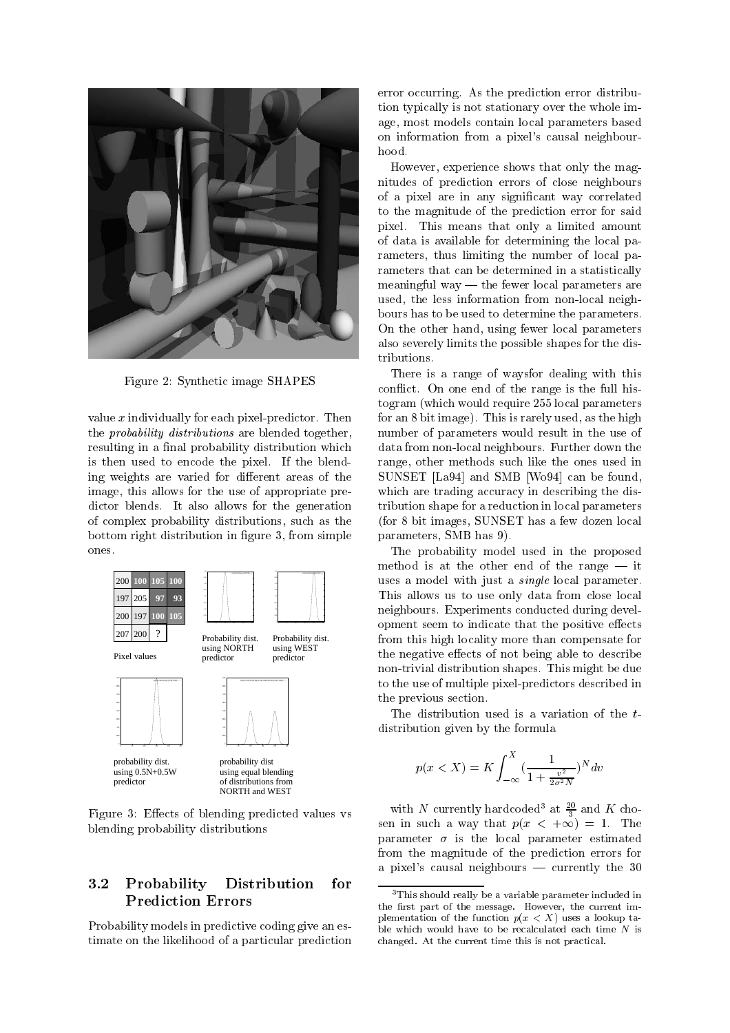Figure 2: Synthetic image SHAPES

value $x$ individually for each pixel-predictor. Then the *probability distributions* are blended together, resulting in a final probability distribution which is then used to encode the pixel. If the blending weights are varied for different areas of the image, this allows for the use of appropriate predictor blends. It also allows for the generation of complex probability distributions, such as the bottom right distribution in figure 3, from simple ones.

| 200 | 100 | 105 | 100 |
|---|---|---|---|
| 197 | 205 | 97 | 93 |
| 200 | 197 | 100 | 105 |
| 207 | 200 | ? | |

Pixel values

Probability dist. using NORTH predictor

Probability dist. using WEST predictor

probability dist. using 0.5N+0.5W predictor

probability dist using equal blending of distributions from NORTH and WEST

Figure 3: Effects of blending predicted values vs blending probability distributions

## 3.2 Probability Distribution for Prediction Errors

Probability models in predictive coding give an estimate on the likelihood of a particular prediction error occurring. As the prediction error distribution typically is not stationary over the whole image, most models contain local parameters based on information from a pixel's causal neighbourhood.

However, experience shows that only the magnitudes of prediction errors of close neighbours of a pixel are in any significant way correlated to the magnitude of the prediction error for said pixel. This means that only a limited amount of data is available for determining the local parameters, thus limiting the number of local parameters that can be determined in a statistically meaningful way — the fewer local parameters are used, the less information from non-local neighbours has to be used to determine the parameters. On the other hand, using fewer local parameters also severely limits the possible shapes for the distributions.

There is a range of waysfor dealing with this conflict. On one end of the range is the full histogram (which would require 255 local parameters for an 8 bit image). This is rarely used, as the high number of parameters would result in the use of data from non-local neighbours. Further down the range, other methods such like the ones used in SUNSET [La94] and SMB [Wo94] can be found, which are trading accuracy in describing the distribution shape for a reduction in local parameters (for 8 bit images, SUNSET has a few dozen local parameters, SMB has 9).

The probability model used in the proposed method is at the other end of the range — it uses a model with just a *single* local parameter. This allows us to use only data from close local neighbours. Experiments conducted during development seem to indicate that the positive effects from this high locality more than compensate for the negative effects of not being able to describe non-trivial distribution shapes. This might be due to the use of multiple pixel-predictors described in the previous section.

The distribution used is a variation of the $t$-distribution given by the formula

$$p(x < X) = K \int_{-\infty}^{X} \left(\frac{1}{1 + \frac{v^2}{2\sigma^2 N}}\right)^N dv$$

with $N$ currently hardcoded[3] at $\frac{20}{3}$ and $K$ chosen in such a way that $p(x < +\infty) = 1$. The parameter $\sigma$ is the local parameter estimated from the magnitude of the prediction errors for a pixel's causal neighbours — currently the 30

[3] This should really be a variable parameter included in the first part of the message. However, the current implementation of the function $p(x < X)$ uses a lookup table which would have to be recalculated each time $N$ is changed. At the current time this is not practical.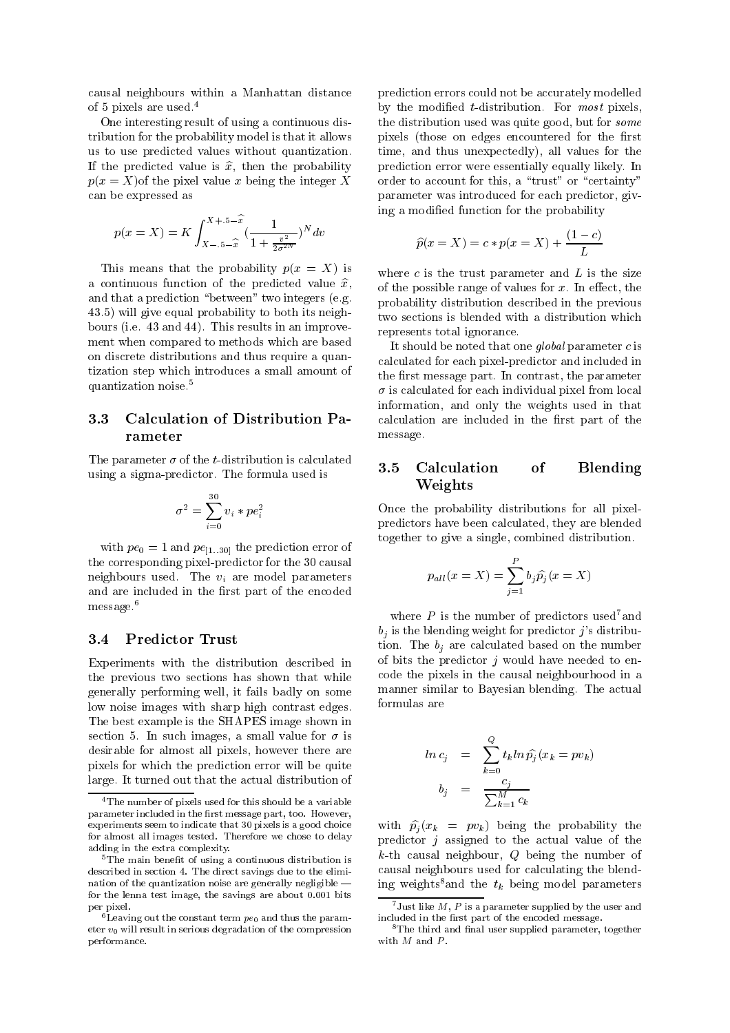causal neighbours within a Manhattan distance of 5 pixels are used.[4]

One interesting result of using a continuous distribution for the probability model is that it allows us to use predicted values without quantization. If the predicted value is $\widehat{x}$, then the probability $p(x = X)$of the pixel value $x$ being the integer $X$ can be expressed as

$$p(x = X) = K \int_{X-.5-\widehat{x}}^{X+.5-\widehat{x}} (\frac{1}{1 + \frac{v^2}{2\sigma^{2N}}})^N dv$$

This means that the probability $p(x = X)$ is a continuous function of the predicted value $\widehat{x}$, and that a prediction "between" two integers (e.g. 43.5) will give equal probability to both its neighbours (i.e. 43 and 44). This results in an improvement when compared to methods which are based on discrete distributions and thus require a quantization step which introduces a small amount of quantization noise.[5]

### 3.3 Calculation of Distribution Parameter

The parameter $\sigma$ of the $t$-distribution is calculated using a sigma-predictor. The formula used is

$$\sigma^2 = \sum_{i=0}^{30} v_i * pe_i^2$$

with $pe_0 = 1$ and $pe_{[1..30]}$ the prediction error of the corresponding pixel-predictor for the 30 causal neighbours used. The $v_i$ are model parameters and are included in the first part of the encoded message.[6]

### 3.4 Predictor Trust

Experiments with the distribution described in the previous two sections has shown that while generally performing well, it fails badly on some low noise images with sharp high contrast edges. The best example is the SHAPES image shown in section 5. In such images, a small value for $\sigma$ is desirable for almost all pixels, however there are pixels for which the prediction error will be quite large. It turned out that the actual distribution of prediction errors could not be accurately modelled by the modified $t$-distribution. For *most* pixels, the distribution used was quite good, but for *some* pixels (those on edges encountered for the first time, and thus unexpectedly), all values for the prediction error were essentially equally likely. In order to account for this, a "trust" or "certainty" parameter was introduced for each predictor, giving a modified function for the probability

$$\widehat{p}(x = X) = c * p(x = X) + \frac{(1-c)}{L}$$

where $c$ is the trust parameter and $L$ is the size of the possible range of values for $x$. In effect, the probability distribution described in the previous two sections is blended with a distribution which represents total ignorance.

It should be noted that one *global* parameter $c$ is calculated for each pixel-predictor and included in the first message part. In contrast, the parameter $\sigma$ is calculated for each individual pixel from local information, and only the weights used in that calculation are included in the first part of the message.

### 3.5 Calculation of Blending Weights

Once the probability distributions for all pixel-predictors have been calculated, they are blended together to give a single, combined distribution.

$$p_{all}(x = X) = \sum_{j=1}^{P} b_j \widehat{p}_j(x = X)$$

where $P$ is the number of predictors used[7] and $b_j$ is the blending weight for predictor $j$'s distribution. The $b_j$ are calculated based on the number of bits the predictor $j$ would have needed to encode the pixels in the causal neighbourhood in a manner similar to Bayesian blending. The actual formulas are

$$\begin{aligned} ln\, c_j &= \sum_{k=0}^{Q} t_k ln\, \widehat{p}_j(x_k = pv_k) \\ b_j &= \frac{c_j}{\sum_{k=1}^{M} c_k} \end{aligned}$$

with $\widehat{p}_j(x_k = pv_k)$ being the probability the predictor $j$ assigned to the actual value of the $k$-th causal neighbour, $Q$ being the number of causal neighbours used for calculating the blending weights[8] and the $t_k$ being model parameters

---

[4] The number of pixels used for this should be a variable parameter included in the first message part, too. However, experiments seem to indicate that 30 pixels is a good choice for almost all images tested. Therefore we chose to delay adding in the extra complexity.

[5] The main benefit of using a continuous distribution is described in section 4. The direct savings due to the elimination of the quantization noise are generally negligible — for the lenna test image, the savings are about 0.001 bits per pixel.

[6] Leaving out the constant term $pe_0$ and thus the parameter $v_0$ will result in serious degradation of the compression performance.

[7] Just like $M$, $P$ is a parameter supplied by the user and included in the first part of the encoded message.

[8] The third and final user supplied parameter, together with $M$ and $P$.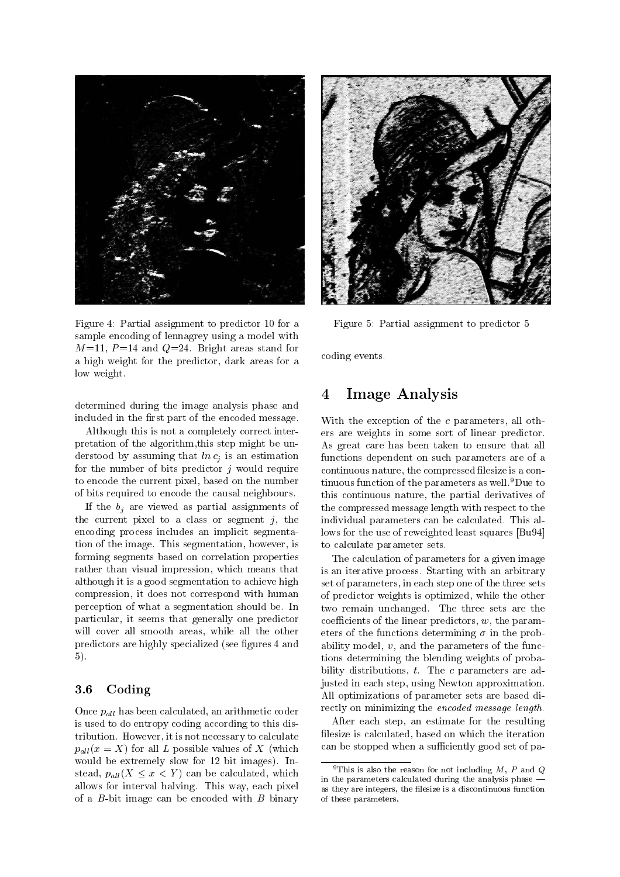Figure 4: Partial assignment to predictor 10 for a sample encoding of lennagrey using a model with $M$=11, $P$=14 and $Q$=24. Bright areas stand for a high weight for the predictor, dark areas for a low weight.

Figure 5: Partial assignment to predictor 5

determined during the image analysis phase and included in the first part of the encoded message.

Although this is not a completely correct interpretation of the algorithm,this step might be understood by assuming that $ln\, c_j$ is an estimation for the number of bits predictor $j$ would require to encode the current pixel, based on the number of bits required to encode the causal neighbours.

If the $b_j$ are viewed as partial assignments of the current pixel to a class or segment $j$, the encoding process includes an implicit segmentation of the image. This segmentation, however, is forming segments based on correlation properties rather than visual impression, which means that although it is a good segmentation to achieve high compression, it does not correspond with human perception of what a segmentation should be. In particular, it seems that generally one predictor will cover all smooth areas, while all the other predictors are highly specialized (see figures 4 and 5).

### 3.6 Coding

Once $p_{all}$ has been calculated, an arithmetic coder is used to do entropy coding according to this distribution. However, it is not necessary to calculate $p_{all}(x = X)$ for all $L$ possible values of $X$ (which would be extremely slow for 12 bit images). Instead, $p_{all}(X \leq x < Y)$ can be calculated, which allows for interval halving. This way, each pixel of a $B$-bit image can be encoded with $B$ binary coding events.

## 4 Image Analysis

With the exception of the $c$ parameters, all others are weights in some sort of linear predictor. As great care has been taken to ensure that all functions dependent on such parameters are of a continuous nature, the compressed filesize is a continuous function of the parameters as well.[9] Due to this continuous nature, the partial derivatives of the compressed message length with respect to the individual parameters can be calculated. This allows for the use of reweighted least squares [Bu94] to calculate parameter sets.

The calculation of parameters for a given image is an iterative process. Starting with an arbitrary set of parameters, in each step one of the three sets of predictor weights is optimized, while the other two remain unchanged. The three sets are the coefficients of the linear predictors, $w$, the parameters of the functions determining $\sigma$ in the probability model, $v$, and the parameters of the functions determining the blending weights of probability distributions, $t$. The $c$ parameters are adjusted in each step, using Newton approximation. All optimizations of parameter sets are based directly on minimizing the *encoded message length*.

After each step, an estimate for the resulting filesize is calculated, based on which the iteration can be stopped when a sufficiently good set of pa-

[9] This is also the reason for not including $M$, $P$ and $Q$ in the parameters calculated during the analysis phase — as they are integers, the filesize is a discontinuous function of these parameters.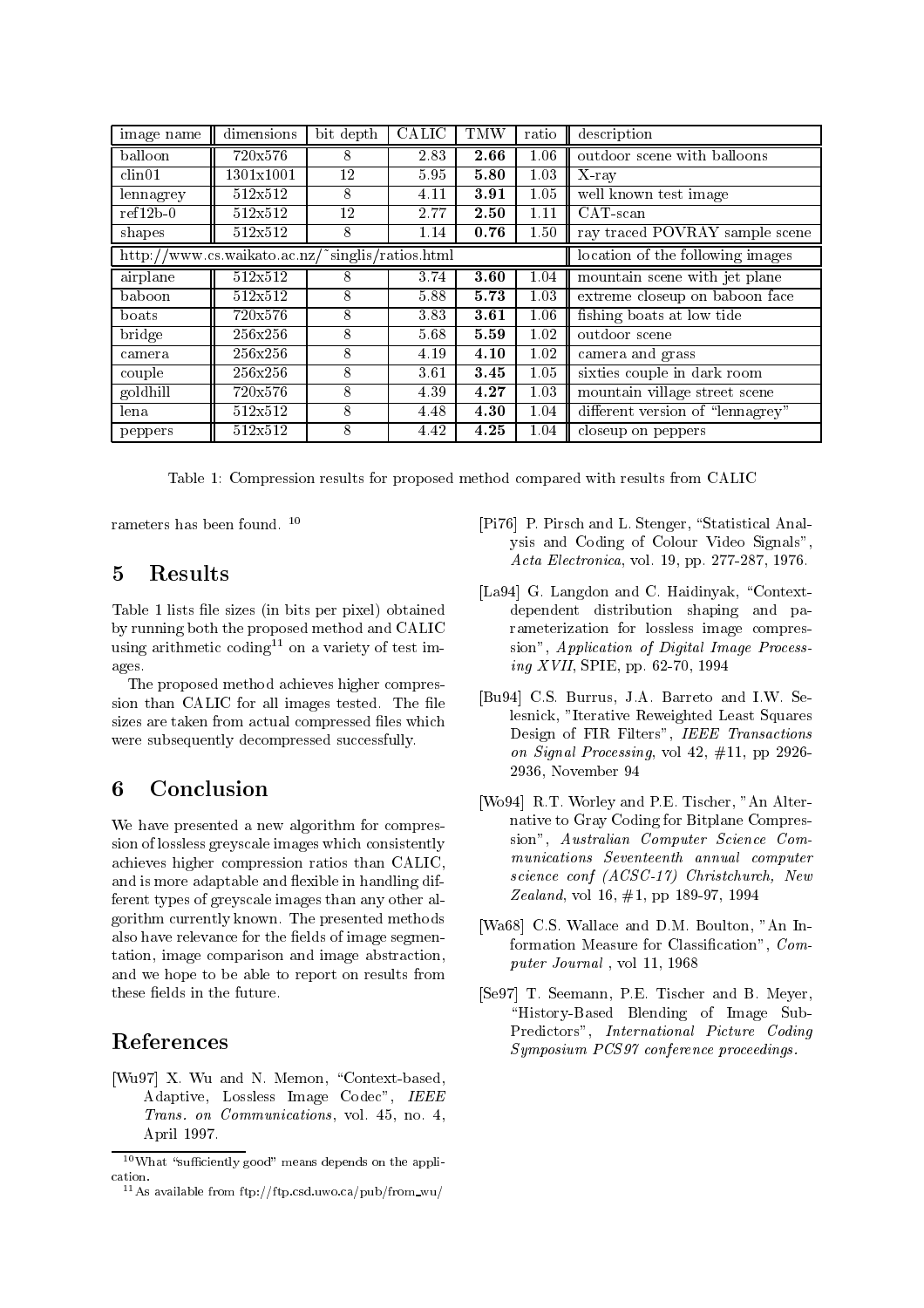| image name | dimensions | bit depth | CALIC | TMW | ratio | description |
|---|---|---|---|---|---|---|
| balloon | 720x576 | 8 | 2.83 | **2.66** | 1.06 | outdoor scene with balloons |
| clin01 | 1301x1001 | 12 | 5.95 | **5.80** | 1.03 | X-ray |
| lennagrey | 512x512 | 8 | 4.11 | **3.91** | 1.05 | well known test image |
| ref12b-0 | 512x512 | 12 | 2.77 | **2.50** | 1.11 | CAT-scan |
| shapes | 512x512 | 8 | 1.14 | **0.76** | 1.50 | ray traced POVRAY sample scene |
| http://www.cs.waikato.ac.nz/~singlis/ratios.html | | | | | | location of the following images |
| airplane | 512x512 | 8 | 3.74 | **3.60** | 1.04 | mountain scene with jet plane |
| baboon | 512x512 | 8 | 5.88 | **5.73** | 1.03 | extreme closeup on baboon face |
| boats | 720x576 | 8 | 3.83 | **3.61** | 1.06 | fishing boats at low tide |
| bridge | 256x256 | 8 | 5.68 | **5.59** | 1.02 | outdoor scene |
| camera | 256x256 | 8 | 4.19 | **4.10** | 1.02 | camera and grass |
| couple | 256x256 | 8 | 3.61 | **3.45** | 1.05 | sixties couple in dark room |
| goldhill | 720x576 | 8 | 4.39 | **4.27** | 1.03 | mountain village street scene |
| lena | 512x512 | 8 | 4.48 | **4.30** | 1.04 | different version of "lennagrey" |
| peppers | 512x512 | 8 | 4.42 | **4.25** | 1.04 | closeup on peppers |

Table 1: Compression results for proposed method compared with results from CALIC

rameters has been found. [10]

## 5 Results

Table 1 lists file sizes (in bits per pixel) obtained by running both the proposed method and CALIC using arithmetic coding[11] on a variety of test images.

The proposed method achieves higher compression than CALIC for all images tested. The file sizes are taken from actual compressed files which were subsequently decompressed successfully.

## 6 Conclusion

We have presented a new algorithm for compression of lossless greyscale images which consistently achieves higher compression ratios than CALIC, and is more adaptable and flexible in handling different types of greyscale images than any other algorithm currently known. The presented methods also have relevance for the fields of image segmentation, image comparison and image abstraction, and we hope to be able to report on results from these fields in the future.

## References

[Wu97] X. Wu and N. Memon, "Context-based, Adaptive, Lossless Image Codec", *IEEE Trans. on Communications*, vol. 45, no. 4, April 1997.

[Pi76] P. Pirsch and L. Stenger, "Statistical Analysis and Coding of Colour Video Signals", *Acta Electronica*, vol. 19, pp. 277-287, 1976.

[La94] G. Langdon and C. Haidinyak, "Context-dependent distribution shaping and parameterization for lossless image compression", *Application of Digital Image Processing XVII*, SPIE, pp. 62-70, 1994

[Bu94] C.S. Burrus, J.A. Barreto and I.W. Selesnick, "Iterative Reweighted Least Squares Design of FIR Filters", *IEEE Transactions on Signal Processing*, vol 42, #11, pp 2926-2936, November 94

[Wo94] R.T. Worley and P.E. Tischer, "An Alternative to Gray Coding for Bitplane Compression", *Australian Computer Science Communications Seventeenth annual computer science conf (ACSC-17) Christchurch, New Zealand*, vol 16, #1, pp 189-97, 1994

[Wa68] C.S. Wallace and D.M. Boulton, "An Information Measure for Classification", *Computer Journal*, vol 11, 1968

[Se97] T. Seemann, P.E. Tischer and B. Meyer, "History-Based Blending of Image Sub-Predictors", *International Picture Coding Symposium PCS97 conference proceedings.*

[10] What "sufficiently good" means depends on the application.

[11] As available from ftp://ftp.csd.uwo.ca/pub/from_wu/